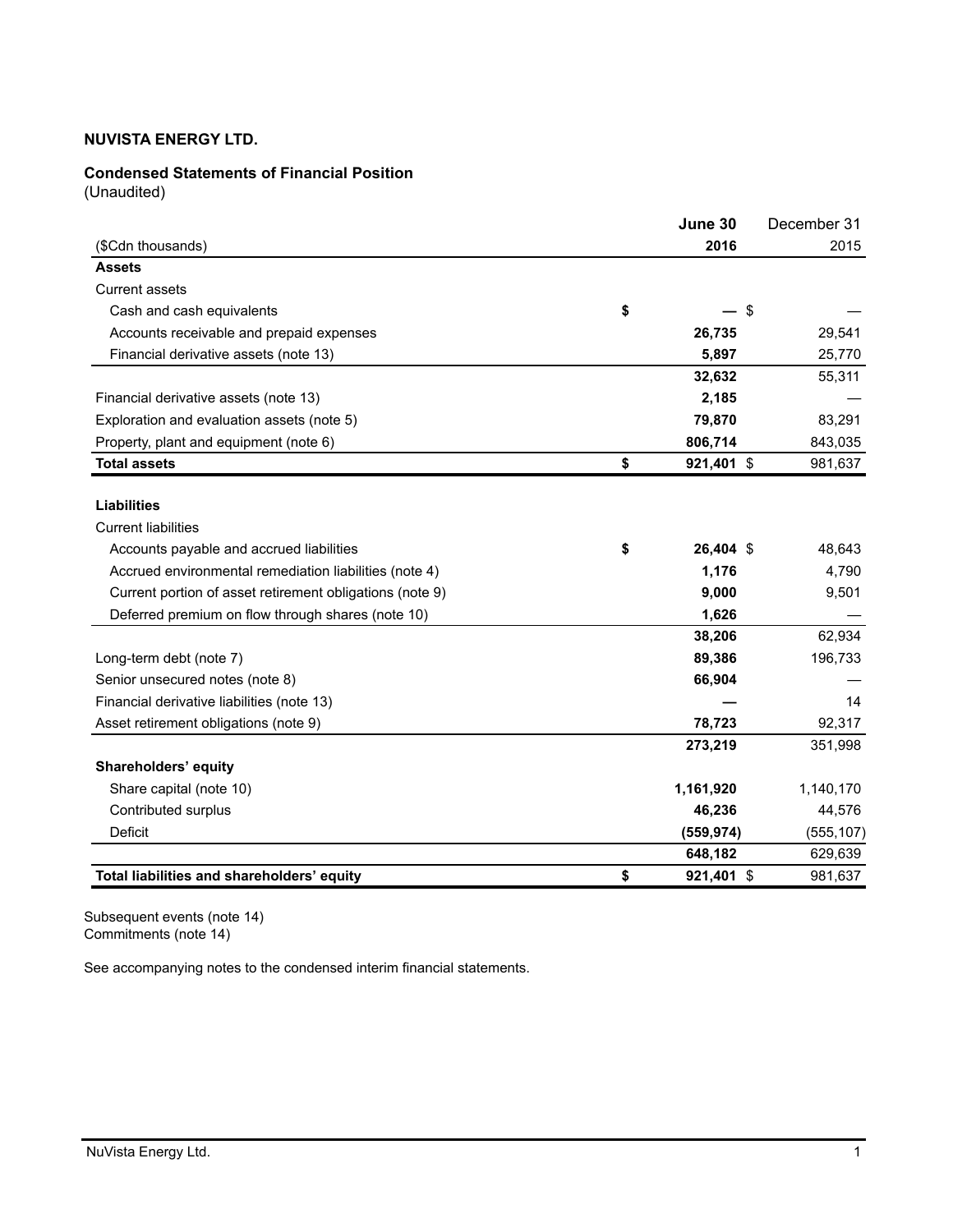**NUVISTA ENERGY LTD.**

**Condensed Statements of Financial Position**
(Unaudited)

| ($Cdn thousands) | June 30 2016 | December 31 2015 |
|---|---|---|
| **Assets** | | |
| Current assets | | |
| Cash and cash equivalents | $ **—** | $ — |
| Accounts receivable and prepaid expenses | **26,735** | 29,541 |
| Financial derivative assets (note 13) | **5,897** | 25,770 |
| | **32,632** | 55,311 |
| Financial derivative assets (note 13) | **2,185** | — |
| Exploration and evaluation assets (note 5) | **79,870** | 83,291 |
| Property, plant and equipment (note 6) | **806,714** | 843,035 |
| **Total assets** | $ **921,401** | $ 981,637 |
| | | |
| **Liabilities** | | |
| Current liabilities | | |
| Accounts payable and accrued liabilities | $ **26,404** | $ 48,643 |
| Accrued environmental remediation liabilities (note 4) | **1,176** | 4,790 |
| Current portion of asset retirement obligations (note 9) | **9,000** | 9,501 |
| Deferred premium on flow through shares (note 10) | **1,626** | — |
| | **38,206** | 62,934 |
| Long-term debt (note 7) | **89,386** | 196,733 |
| Senior unsecured notes (note 8) | **66,904** | — |
| Financial derivative liabilities (note 13) | **—** | 14 |
| Asset retirement obligations (note 9) | **78,723** | 92,317 |
| | **273,219** | 351,998 |
| **Shareholders' equity** | | |
| Share capital (note 10) | **1,161,920** | 1,140,170 |
| Contributed surplus | **46,236** | 44,576 |
| Deficit | **(559,974)** | (555,107) |
| | **648,182** | 629,639 |
| **Total liabilities and shareholders' equity** | $ **921,401** | $ 981,637 |

Subsequent events (note 14)
Commitments (note 14)

See accompanying notes to the condensed interim financial statements.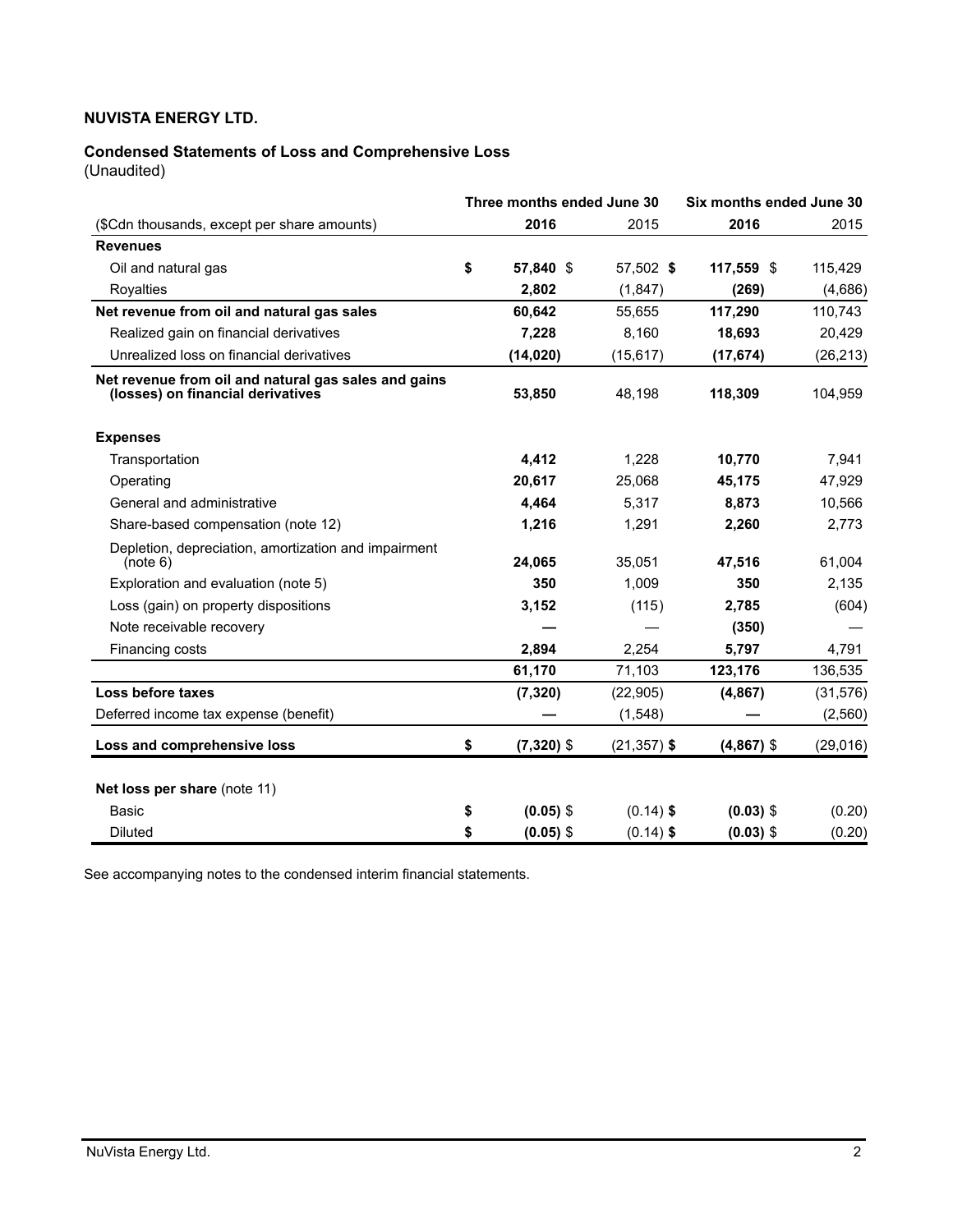**NUVISTA ENERGY LTD.**

**Condensed Statements of Loss and Comprehensive Loss**
(Unaudited)

| | Three months ended June 30 | | Six months ended June 30 | |
|---|---|---|---|---|
| ($Cdn thousands, except per share amounts) | **2016** | 2015 | **2016** | 2015 |
| **Revenues** | | | | |
| Oil and natural gas | **$ 57,840** | $ 57,502 | **$ 117,559** | $ 115,429 |
| Royalties | **2,802** | (1,847) | **(269)** | (4,686) |
| **Net revenue from oil and natural gas sales** | **60,642** | 55,655 | **117,290** | 110,743 |
| Realized gain on financial derivatives | **7,228** | 8,160 | **18,693** | 20,429 |
| Unrealized loss on financial derivatives | **(14,020)** | (15,617) | **(17,674)** | (26,213) |
| **Net revenue from oil and natural gas sales and gains (losses) on financial derivatives** | **53,850** | 48,198 | **118,309** | 104,959 |
| **Expenses** | | | | |
| Transportation | **4,412** | 1,228 | **10,770** | 7,941 |
| Operating | **20,617** | 25,068 | **45,175** | 47,929 |
| General and administrative | **4,464** | 5,317 | **8,873** | 10,566 |
| Share-based compensation (note 12) | **1,216** | 1,291 | **2,260** | 2,773 |
| Depletion, depreciation, amortization and impairment (note 6) | **24,065** | 35,051 | **47,516** | 61,004 |
| Exploration and evaluation (note 5) | **350** | 1,009 | **350** | 2,135 |
| Loss (gain) on property dispositions | **3,152** | (115) | **2,785** | (604) |
| Note receivable recovery | **—** | — | **(350)** | — |
| Financing costs | **2,894** | 2,254 | **5,797** | 4,791 |
| | **61,170** | 71,103 | **123,176** | 136,535 |
| **Loss before taxes** | **(7,320)** | (22,905) | **(4,867)** | (31,576) |
| Deferred income tax expense (benefit) | **—** | (1,548) | **—** | (2,560) |
| **Loss and comprehensive loss** | **$ (7,320)** | $ (21,357) | **$ (4,867)** | $ (29,016) |
| **Net loss per share** (note 11) | | | | |
| Basic | **$ (0.05)** | $ (0.14) | **$ (0.03)** | $ (0.20) |
| Diluted | **$ (0.05)** | $ (0.14) | **$ (0.03)** | $ (0.20) |

See accompanying notes to the condensed interim financial statements.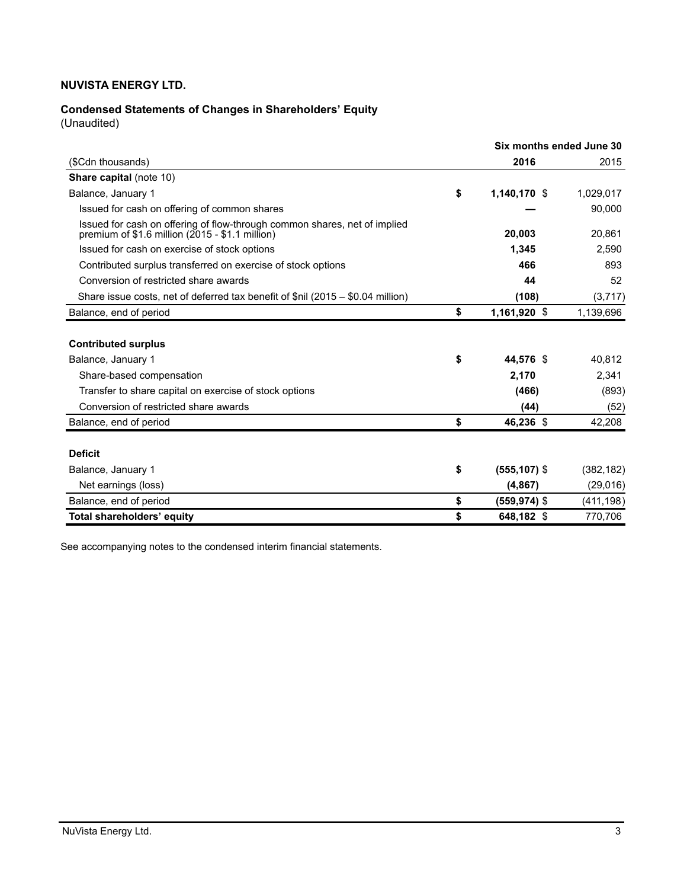**NUVISTA ENERGY LTD.**

**Condensed Statements of Changes in Shareholders' Equity**
(Unaudited)

| | Six months ended June 30 | |
|---|---|---|
| ($Cdn thousands) | **2016** | 2015 |
| **Share capital** (note 10) | | |
| Balance, January 1 | **$ 1,140,170** | $ 1,029,017 |
| Issued for cash on offering of common shares | **—** | 90,000 |
| Issued for cash on offering of flow-through common shares, net of implied premium of $1.6 million (2015 - $1.1 million) | **20,003** | 20,861 |
| Issued for cash on exercise of stock options | **1,345** | 2,590 |
| Contributed surplus transferred on exercise of stock options | **466** | 893 |
| Conversion of restricted share awards | **44** | 52 |
| Share issue costs, net of deferred tax benefit of $nil (2015 – $0.04 million) | **(108)** | (3,717) |
| Balance, end of period | **$ 1,161,920** | $ 1,139,696 |
| | | |
| **Contributed surplus** | | |
| Balance, January 1 | **$ 44,576** | $ 40,812 |
| Share-based compensation | **2,170** | 2,341 |
| Transfer to share capital on exercise of stock options | **(466)** | (893) |
| Conversion of restricted share awards | **(44)** | (52) |
| Balance, end of period | **$ 46,236** | $ 42,208 |
| | | |
| **Deficit** | | |
| Balance, January 1 | **$ (555,107)** | $ (382,182) |
| Net earnings (loss) | **(4,867)** | (29,016) |
| Balance, end of period | **$ (559,974)** | $ (411,198) |
| **Total shareholders' equity** | **$ 648,182** | $ 770,706 |

See accompanying notes to the condensed interim financial statements.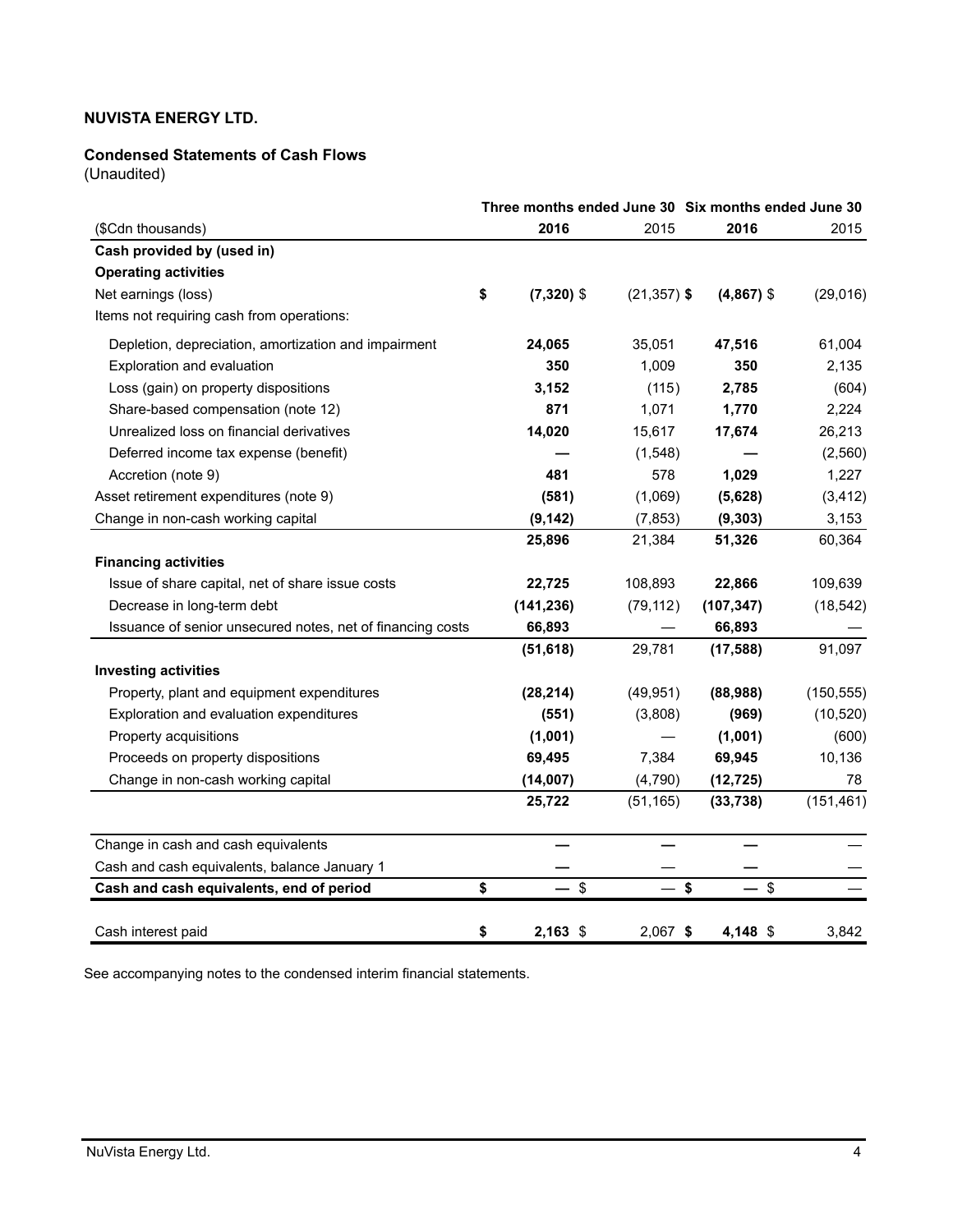**NUVISTA ENERGY LTD.**

**Condensed Statements of Cash Flows**
(Unaudited)

| ($Cdn thousands) | Three months ended June 30 2016 | Three months ended June 30 2015 | Six months ended June 30 2016 | Six months ended June 30 2015 |
|---|---|---|---|---|
| **Cash provided by (used in)** | | | | |
| **Operating activities** | | | | |
| Net earnings (loss) | $ **(7,320)** | $ (21,357) | $ **(4,867)** | $ (29,016) |
| Items not requiring cash from operations: | | | | |
| Depletion, depreciation, amortization and impairment | **24,065** | 35,051 | **47,516** | 61,004 |
| Exploration and evaluation | **350** | 1,009 | **350** | 2,135 |
| Loss (gain) on property dispositions | **3,152** | (115) | **2,785** | (604) |
| Share-based compensation (note 12) | **871** | 1,071 | **1,770** | 2,224 |
| Unrealized loss on financial derivatives | **14,020** | 15,617 | **17,674** | 26,213 |
| Deferred income tax expense (benefit) | **—** | (1,548) | **—** | (2,560) |
| Accretion (note 9) | **481** | 578 | **1,029** | 1,227 |
| Asset retirement expenditures (note 9) | **(581)** | (1,069) | **(5,628)** | (3,412) |
| Change in non-cash working capital | **(9,142)** | (7,853) | **(9,303)** | 3,153 |
| | **25,896** | 21,384 | **51,326** | 60,364 |
| **Financing activities** | | | | |
| Issue of share capital, net of share issue costs | **22,725** | 108,893 | **22,866** | 109,639 |
| Decrease in long-term debt | **(141,236)** | (79,112) | **(107,347)** | (18,542) |
| Issuance of senior unsecured notes, net of financing costs | **66,893** | — | **66,893** | — |
| | **(51,618)** | 29,781 | **(17,588)** | 91,097 |
| **Investing activities** | | | | |
| Property, plant and equipment expenditures | **(28,214)** | (49,951) | **(88,988)** | (150,555) |
| Exploration and evaluation expenditures | **(551)** | (3,808) | **(969)** | (10,520) |
| Property acquisitions | **(1,001)** | — | **(1,001)** | (600) |
| Proceeds on property dispositions | **69,495** | 7,384 | **69,945** | 10,136 |
| Change in non-cash working capital | **(14,007)** | (4,790) | **(12,725)** | 78 |
| | **25,722** | (51,165) | **(33,738)** | (151,461) |
| | | | | |
| Change in cash and cash equivalents | **—** | — | **—** | — |
| Cash and cash equivalents, balance January 1 | **—** | — | **—** | — |
| **Cash and cash equivalents, end of period** | $ **—** | $ — | $ **—** | $ — |
| | | | | |
| Cash interest paid | $ **2,163** | $ 2,067 | $ **4,148** | $ 3,842 |

See accompanying notes to the condensed interim financial statements.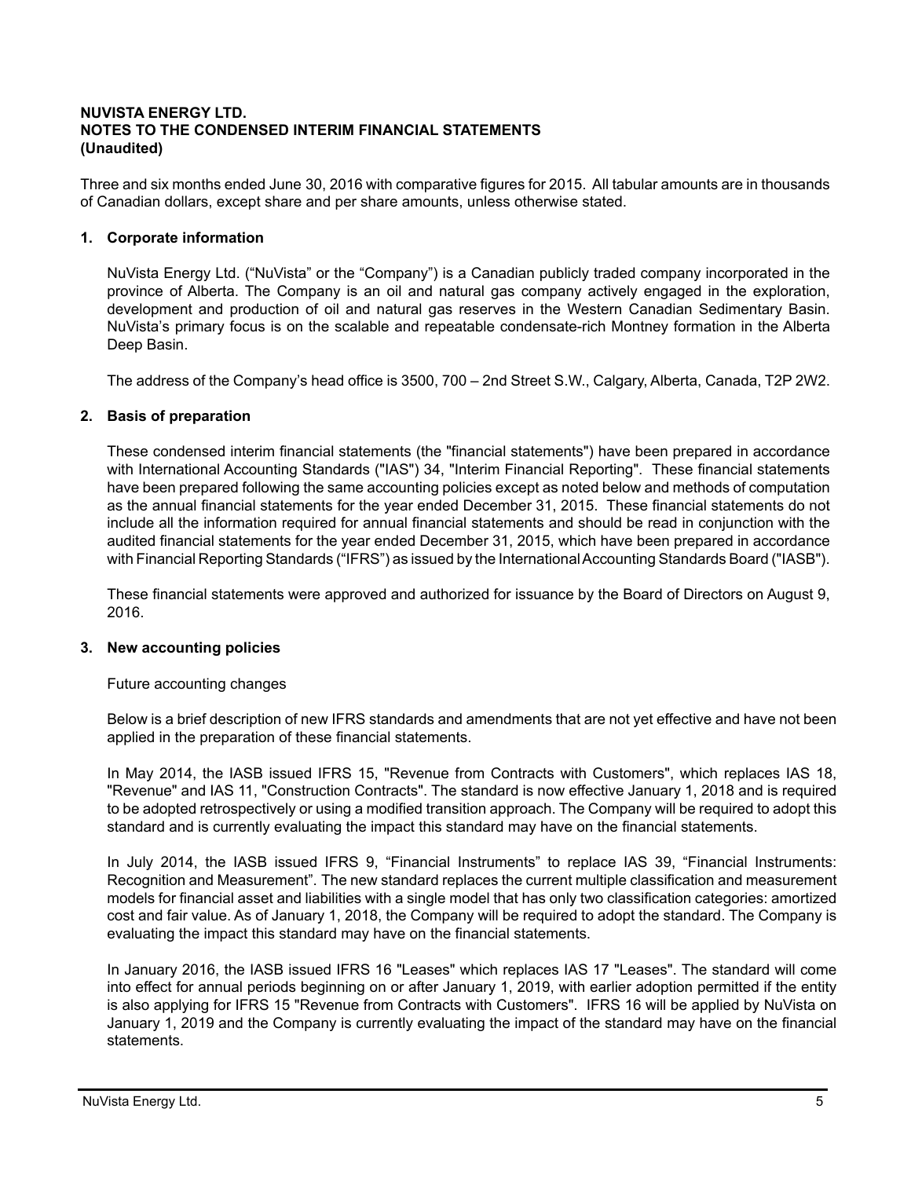**NUVISTA ENERGY LTD.**
**NOTES TO THE CONDENSED INTERIM FINANCIAL STATEMENTS**
**(Unaudited)**

Three and six months ended June 30, 2016 with comparative figures for 2015. All tabular amounts are in thousands of Canadian dollars, except share and per share amounts, unless otherwise stated.

## 1. Corporate information

NuVista Energy Ltd. ("NuVista" or the "Company") is a Canadian publicly traded company incorporated in the province of Alberta. The Company is an oil and natural gas company actively engaged in the exploration, development and production of oil and natural gas reserves in the Western Canadian Sedimentary Basin. NuVista's primary focus is on the scalable and repeatable condensate-rich Montney formation in the Alberta Deep Basin.

The address of the Company's head office is 3500, 700 – 2nd Street S.W., Calgary, Alberta, Canada, T2P 2W2.

## 2. Basis of preparation

These condensed interim financial statements (the "financial statements") have been prepared in accordance with International Accounting Standards ("IAS") 34, "Interim Financial Reporting". These financial statements have been prepared following the same accounting policies except as noted below and methods of computation as the annual financial statements for the year ended December 31, 2015. These financial statements do not include all the information required for annual financial statements and should be read in conjunction with the audited financial statements for the year ended December 31, 2015, which have been prepared in accordance with Financial Reporting Standards ("IFRS") as issued by the International Accounting Standards Board ("IASB").

These financial statements were approved and authorized for issuance by the Board of Directors on August 9, 2016.

## 3. New accounting policies

Future accounting changes

Below is a brief description of new IFRS standards and amendments that are not yet effective and have not been applied in the preparation of these financial statements.

In May 2014, the IASB issued IFRS 15, "Revenue from Contracts with Customers", which replaces IAS 18, "Revenue" and IAS 11, "Construction Contracts". The standard is now effective January 1, 2018 and is required to be adopted retrospectively or using a modified transition approach. The Company will be required to adopt this standard and is currently evaluating the impact this standard may have on the financial statements.

In July 2014, the IASB issued IFRS 9, "Financial Instruments" to replace IAS 39, "Financial Instruments: Recognition and Measurement". The new standard replaces the current multiple classification and measurement models for financial asset and liabilities with a single model that has only two classification categories: amortized cost and fair value. As of January 1, 2018, the Company will be required to adopt the standard. The Company is evaluating the impact this standard may have on the financial statements.

In January 2016, the IASB issued IFRS 16 "Leases" which replaces IAS 17 "Leases". The standard will come into effect for annual periods beginning on or after January 1, 2019, with earlier adoption permitted if the entity is also applying for IFRS 15 "Revenue from Contracts with Customers". IFRS 16 will be applied by NuVista on January 1, 2019 and the Company is currently evaluating the impact of the standard may have on the financial statements.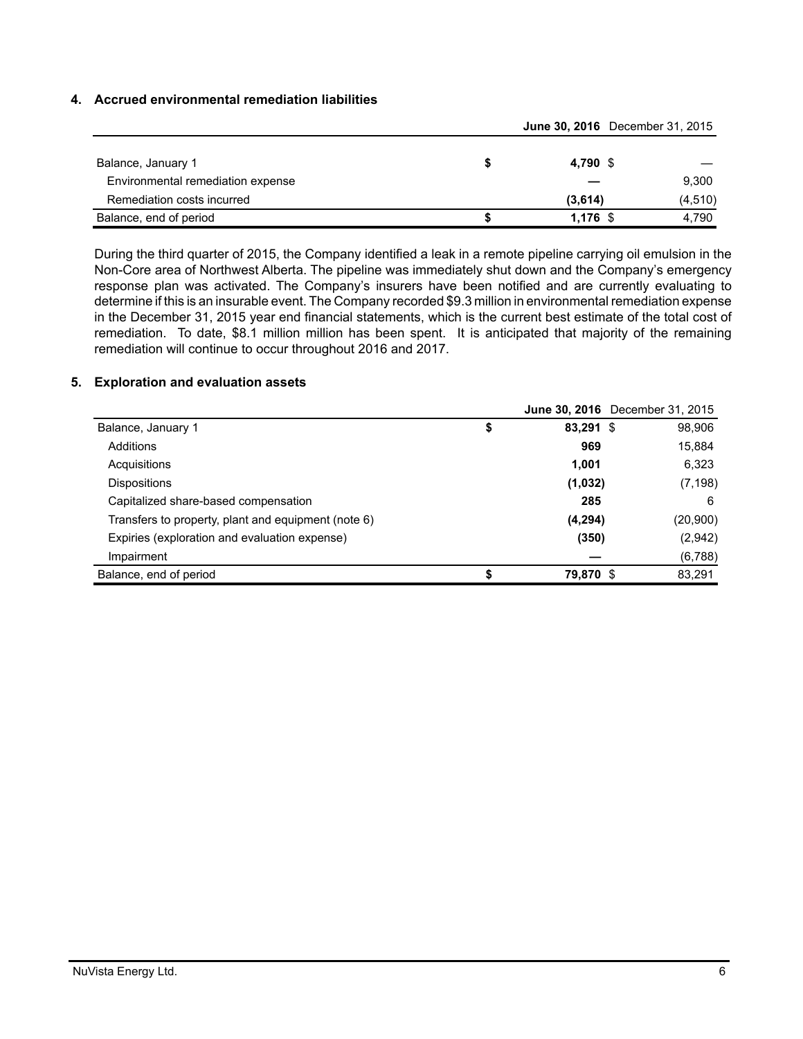## 4. Accrued environmental remediation liabilities

| | June 30, 2016 | December 31, 2015 |
|---|---|---|
| Balance, January 1 | $ 4,790 | $ — |
| Environmental remediation expense | — | 9,300 |
| Remediation costs incurred | (3,614) | (4,510) |
| Balance, end of period | $ 1,176 | $ 4,790 |

During the third quarter of 2015, the Company identified a leak in a remote pipeline carrying oil emulsion in the Non-Core area of Northwest Alberta. The pipeline was immediately shut down and the Company's emergency response plan was activated. The Company's insurers have been notified and are currently evaluating to determine if this is an insurable event. The Company recorded $9.3 million in environmental remediation expense in the December 31, 2015 year end financial statements, which is the current best estimate of the total cost of remediation. To date, $8.1 million million has been spent. It is anticipated that majority of the remaining remediation will continue to occur throughout 2016 and 2017.

## 5. Exploration and evaluation assets

| | June 30, 2016 | December 31, 2015 |
|---|---|---|
| Balance, January 1 | $ 83,291 | $ 98,906 |
| Additions | 969 | 15,884 |
| Acquisitions | 1,001 | 6,323 |
| Dispositions | (1,032) | (7,198) |
| Capitalized share-based compensation | 285 | 6 |
| Transfers to property, plant and equipment (note 6) | (4,294) | (20,900) |
| Expiries (exploration and evaluation expense) | (350) | (2,942) |
| Impairment | — | (6,788) |
| Balance, end of period | $ 79,870 | $ 83,291 |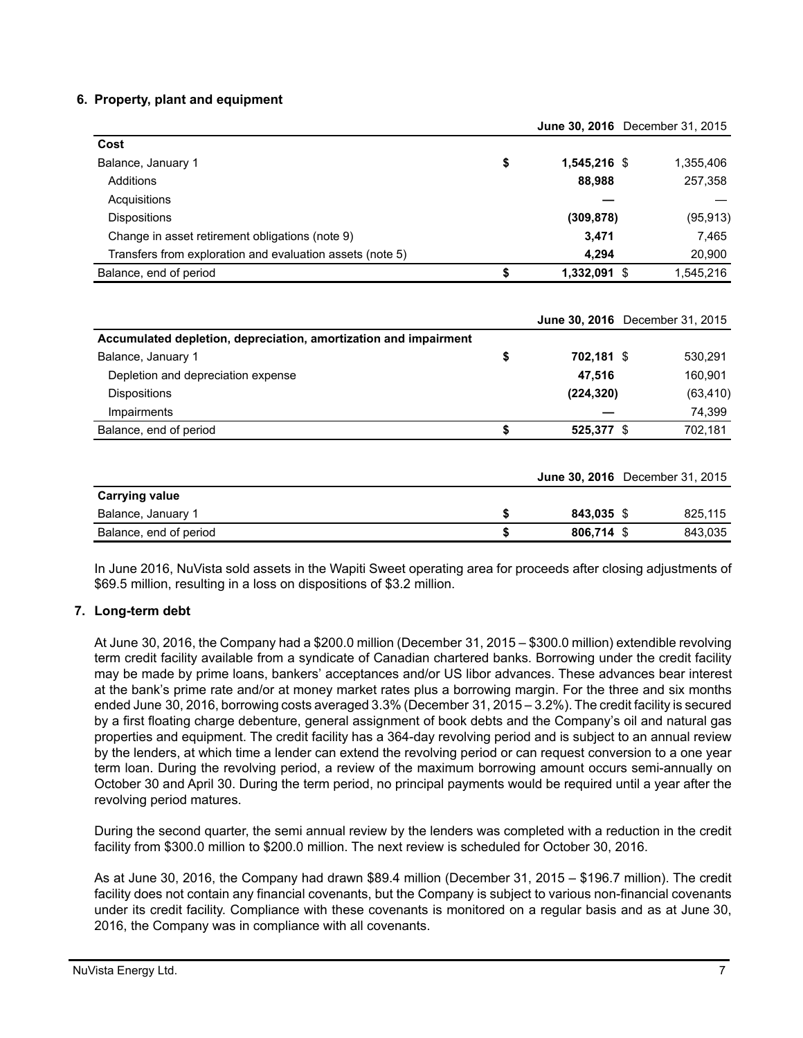### 6. Property, plant and equipment

| | June 30, 2016 | December 31, 2015 |
|---|---|---|
| **Cost** | | |
| Balance, January 1 | $ 1,545,216 | $ 1,355,406 |
| Additions | 88,988 | 257,358 |
| Acquisitions | — | — |
| Dispositions | (309,878) | (95,913) |
| Change in asset retirement obligations (note 9) | 3,471 | 7,465 |
| Transfers from exploration and evaluation assets (note 5) | 4,294 | 20,900 |
| Balance, end of period | $ 1,332,091 | $ 1,545,216 |

| | June 30, 2016 | December 31, 2015 |
|---|---|---|
| **Accumulated depletion, depreciation, amortization and impairment** | | |
| Balance, January 1 | $ 702,181 | $ 530,291 |
| Depletion and depreciation expense | 47,516 | 160,901 |
| Dispositions | (224,320) | (63,410) |
| Impairments | — | 74,399 |
| Balance, end of period | $ 525,377 | $ 702,181 |

| | June 30, 2016 | December 31, 2015 |
|---|---|---|
| **Carrying value** | | |
| Balance, January 1 | $ 843,035 | $ 825,115 |
| Balance, end of period | $ 806,714 | $ 843,035 |

In June 2016, NuVista sold assets in the Wapiti Sweet operating area for proceeds after closing adjustments of $69.5 million, resulting in a loss on dispositions of $3.2 million.

### 7. Long-term debt

At June 30, 2016, the Company had a $200.0 million (December 31, 2015 – $300.0 million) extendible revolving term credit facility available from a syndicate of Canadian chartered banks. Borrowing under the credit facility may be made by prime loans, bankers' acceptances and/or US libor advances. These advances bear interest at the bank's prime rate and/or at money market rates plus a borrowing margin. For the three and six months ended June 30, 2016, borrowing costs averaged 3.3% (December 31, 2015 – 3.2%). The credit facility is secured by a first floating charge debenture, general assignment of book debts and the Company's oil and natural gas properties and equipment. The credit facility has a 364-day revolving period and is subject to an annual review by the lenders, at which time a lender can extend the revolving period or can request conversion to a one year term loan. During the revolving period, a review of the maximum borrowing amount occurs semi-annually on October 30 and April 30. During the term period, no principal payments would be required until a year after the revolving period matures.

During the second quarter, the semi annual review by the lenders was completed with a reduction in the credit facility from $300.0 million to $200.0 million. The next review is scheduled for October 30, 2016.

As at June 30, 2016, the Company had drawn $89.4 million (December 31, 2015 – $196.7 million). The credit facility does not contain any financial covenants, but the Company is subject to various non-financial covenants under its credit facility. Compliance with these covenants is monitored on a regular basis and as at June 30, 2016, the Company was in compliance with all covenants.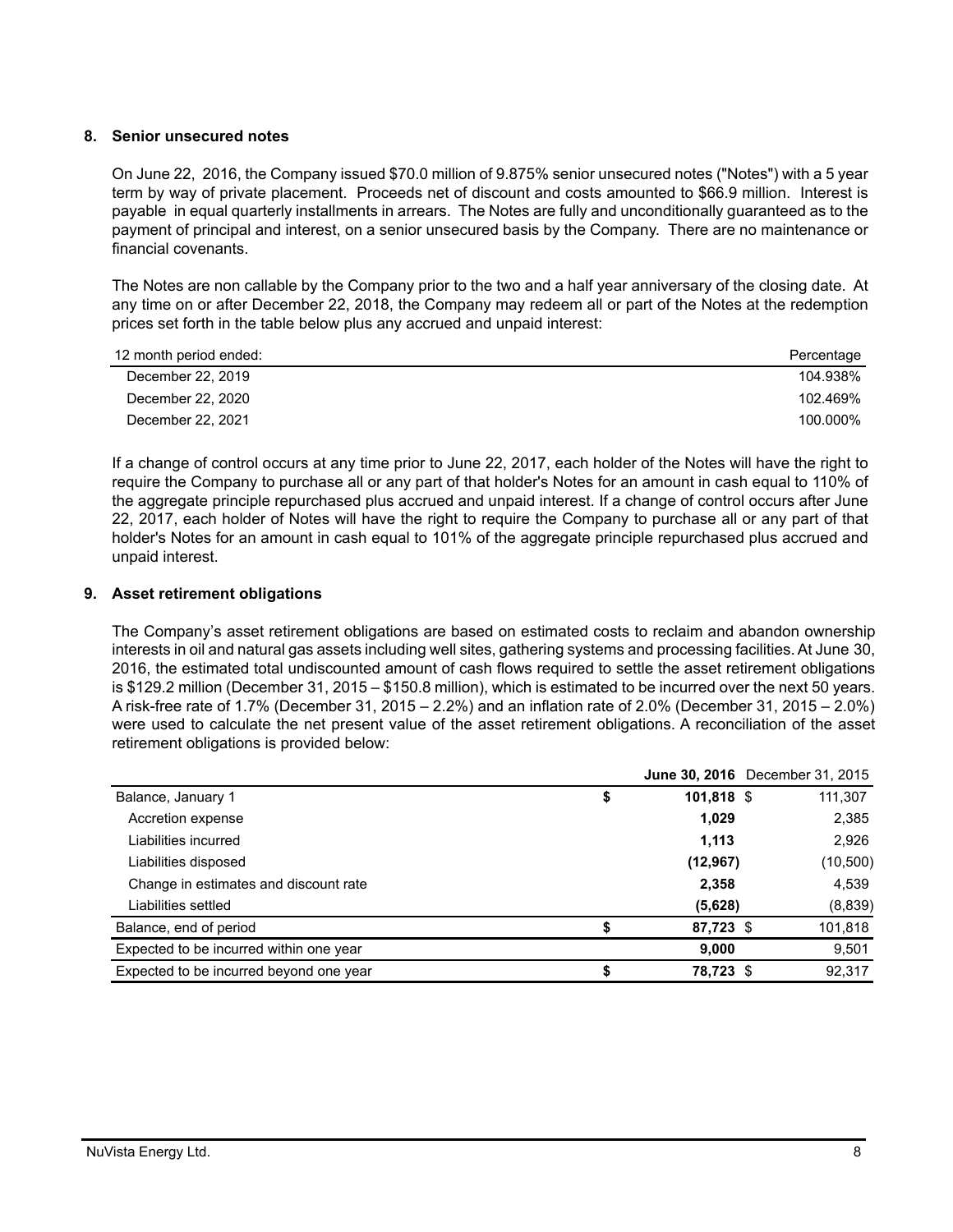## 8. Senior unsecured notes

On June 22, 2016, the Company issued $70.0 million of 9.875% senior unsecured notes ("Notes") with a 5 year term by way of private placement. Proceeds net of discount and costs amounted to $66.9 million. Interest is payable in equal quarterly installments in arrears. The Notes are fully and unconditionally guaranteed as to the payment of principal and interest, on a senior unsecured basis by the Company. There are no maintenance or financial covenants.

The Notes are non callable by the Company prior to the two and a half year anniversary of the closing date. At any time on or after December 22, 2018, the Company may redeem all or part of the Notes at the redemption prices set forth in the table below plus any accrued and unpaid interest:

| 12 month period ended: | Percentage |
|---|---|
| December 22, 2019 | 104.938% |
| December 22, 2020 | 102.469% |
| December 22, 2021 | 100.000% |

If a change of control occurs at any time prior to June 22, 2017, each holder of the Notes will have the right to require the Company to purchase all or any part of that holder's Notes for an amount in cash equal to 110% of the aggregate principle repurchased plus accrued and unpaid interest. If a change of control occurs after June 22, 2017, each holder of Notes will have the right to require the Company to purchase all or any part of that holder's Notes for an amount in cash equal to 101% of the aggregate principle repurchased plus accrued and unpaid interest.

## 9. Asset retirement obligations

The Company's asset retirement obligations are based on estimated costs to reclaim and abandon ownership interests in oil and natural gas assets including well sites, gathering systems and processing facilities. At June 30, 2016, the estimated total undiscounted amount of cash flows required to settle the asset retirement obligations is $129.2 million (December 31, 2015 – $150.8 million), which is estimated to be incurred over the next 50 years. A risk-free rate of 1.7% (December 31, 2015 – 2.2%) and an inflation rate of 2.0% (December 31, 2015 – 2.0%) were used to calculate the net present value of the asset retirement obligations. A reconciliation of the asset retirement obligations is provided below:

| | **June 30, 2016** | December 31, 2015 |
|---|---|---|
| Balance, January 1 | **$ 101,818** | $ 111,307 |
| Accretion expense | **1,029** | 2,385 |
| Liabilities incurred | **1,113** | 2,926 |
| Liabilities disposed | **(12,967)** | (10,500) |
| Change in estimates and discount rate | **2,358** | 4,539 |
| Liabilities settled | **(5,628)** | (8,839) |
| Balance, end of period | **$ 87,723** | $ 101,818 |
| Expected to be incurred within one year | **9,000** | 9,501 |
| Expected to be incurred beyond one year | **$ 78,723** | $ 92,317 |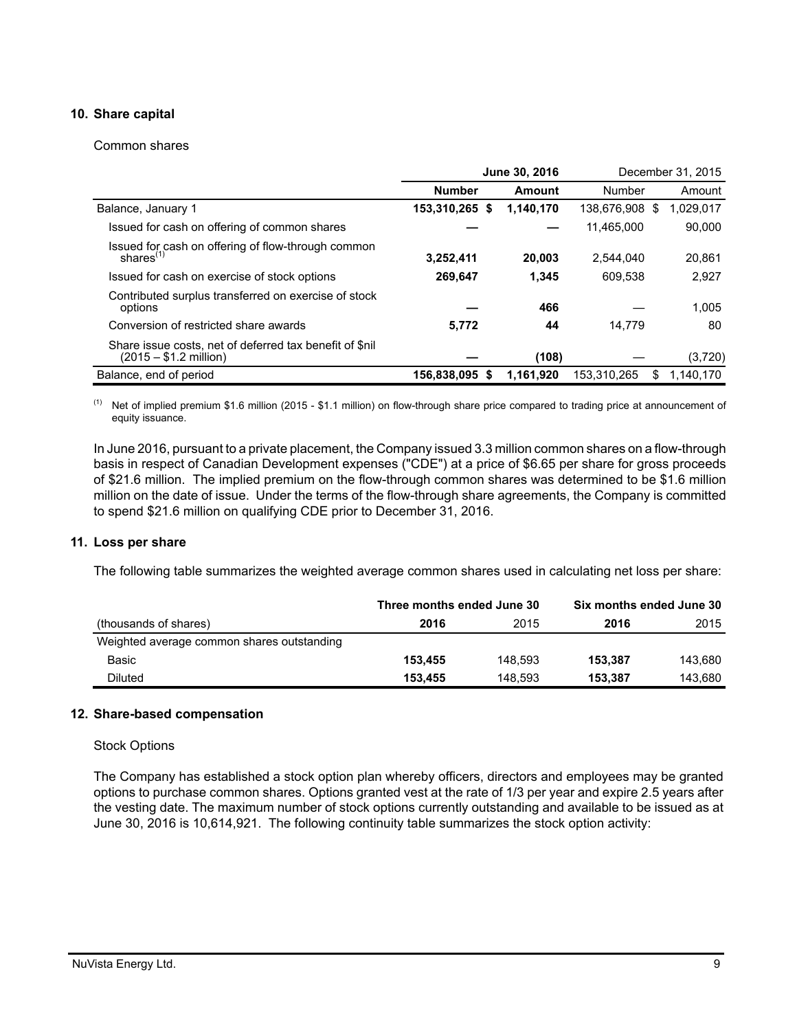## 10. Share capital

Common shares

| | June 30, 2016 | | December 31, 2015 | |
|---|---|---|---|---|
| | **Number** | **Amount** | Number | Amount |
| Balance, January 1 | **153,310,265** | **$ 1,140,170** | 138,676,908 | $ 1,029,017 |
| Issued for cash on offering of common shares | **—** | **—** | 11,465,000 | 90,000 |
| Issued for cash on offering of flow-through common shares[(1)] | **3,252,411** | **20,003** | 2,544,040 | 20,861 |
| Issued for cash on exercise of stock options | **269,647** | **1,345** | 609,538 | 2,927 |
| Contributed surplus transferred on exercise of stock options | **—** | **466** | — | 1,005 |
| Conversion of restricted share awards | **5,772** | **44** | 14,779 | 80 |
| Share issue costs, net of deferred tax benefit of $nil (2015 – $1.2 million) | **—** | **(108)** | — | (3,720) |
| Balance, end of period | **156,838,095** | **$ 1,161,920** | 153,310,265 | $ 1,140,170 |

(1) Net of implied premium $1.6 million (2015 - $1.1 million) on flow-through share price compared to trading price at announcement of equity issuance.

In June 2016, pursuant to a private placement, the Company issued 3.3 million common shares on a flow-through basis in respect of Canadian Development expenses ("CDE") at a price of $6.65 per share for gross proceeds of $21.6 million. The implied premium on the flow-through common shares was determined to be $1.6 million million on the date of issue. Under the terms of the flow-through share agreements, the Company is committed to spend $21.6 million on qualifying CDE prior to December 31, 2016.

## 11. Loss per share

The following table summarizes the weighted average common shares used in calculating net loss per share:

| | Three months ended June 30 | | Six months ended June 30 | |
|---|---|---|---|---|
| (thousands of shares) | **2016** | 2015 | **2016** | 2015 |
| Weighted average common shares outstanding | | | | |
| Basic | **153,455** | 148,593 | **153,387** | 143,680 |
| Diluted | **153,455** | 148,593 | **153,387** | 143,680 |

## 12. Share-based compensation

Stock Options

The Company has established a stock option plan whereby officers, directors and employees may be granted options to purchase common shares. Options granted vest at the rate of 1/3 per year and expire 2.5 years after the vesting date. The maximum number of stock options currently outstanding and available to be issued as at June 30, 2016 is 10,614,921. The following continuity table summarizes the stock option activity: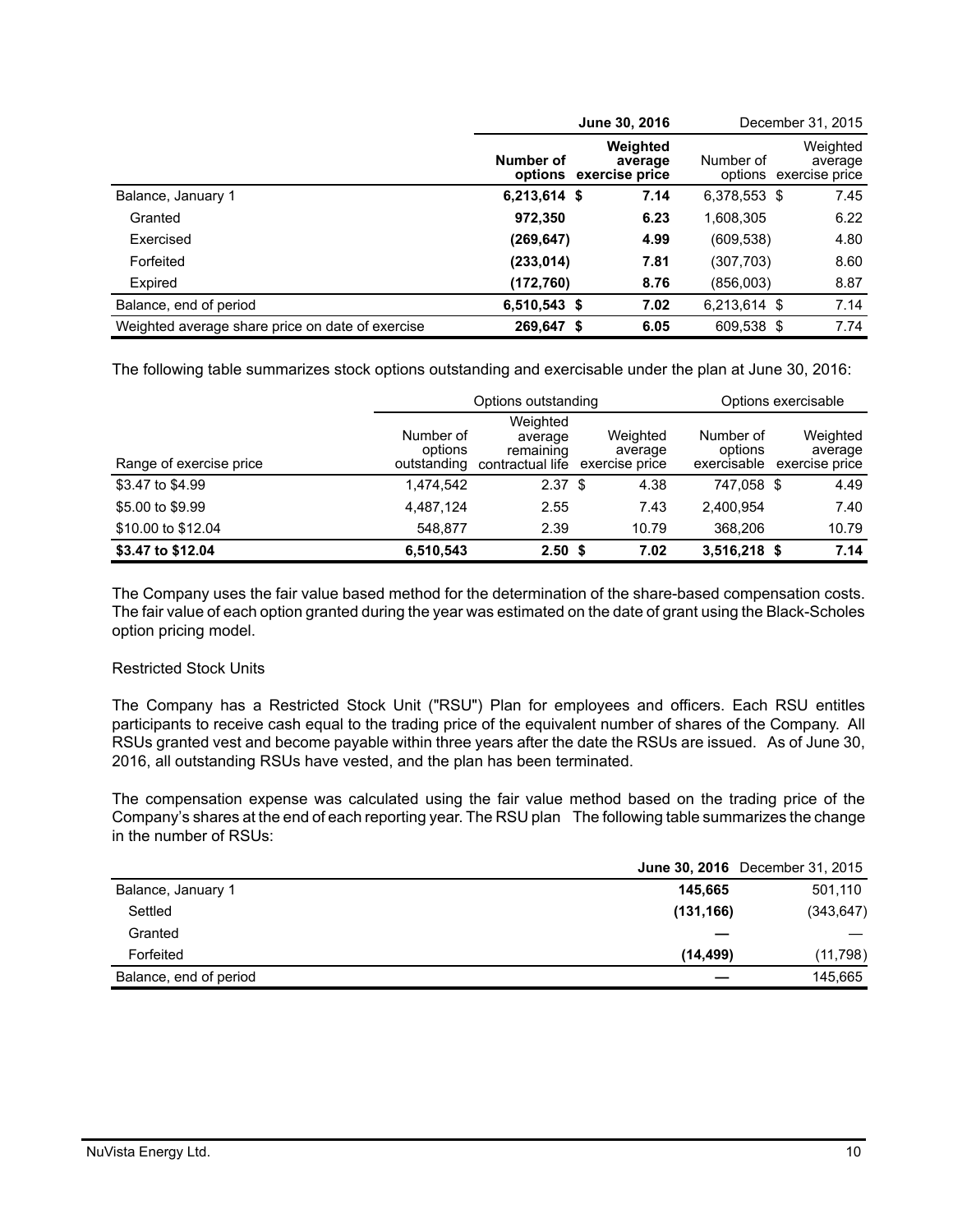| | June 30, 2016 | | December 31, 2015 | |
|---|---|---|---|---|
| | **Number of options** | **Weighted average exercise price** | Number of options | Weighted average exercise price |
| Balance, January 1 | **6,213,614** | **$ 7.14** | 6,378,553 | $ 7.45 |
| Granted | **972,350** | **6.23** | 1,608,305 | 6.22 |
| Exercised | **(269,647)** | **4.99** | (609,538) | 4.80 |
| Forfeited | **(233,014)** | **7.81** | (307,703) | 8.60 |
| Expired | **(172,760)** | **8.76** | (856,003) | 8.87 |
| Balance, end of period | **6,510,543** | **$ 7.02** | 6,213,614 | $ 7.14 |
| Weighted average share price on date of exercise | **269,647** | **$ 6.05** | 609,538 | $ 7.74 |

The following table summarizes stock options outstanding and exercisable under the plan at June 30, 2016:

| | Options outstanding | | | Options exercisable | |
|---|---|---|---|---|---|
| Range of exercise price | Number of options outstanding | Weighted average remaining contractual life | Weighted average exercise price | Number of options exercisable | Weighted average exercise price |
| $3.47 to $4.99 | 1,474,542 | 2.37 | $ 4.38 | 747,058 | $ 4.49 |
| $5.00 to $9.99 | 4,487,124 | 2.55 | 7.43 | 2,400,954 | 7.40 |
| $10.00 to $12.04 | 548,877 | 2.39 | 10.79 | 368,206 | 10.79 |
| **$3.47 to $12.04** | **6,510,543** | **2.50** | **$ 7.02** | **3,516,218** | **$ 7.14** |

The Company uses the fair value based method for the determination of the share-based compensation costs. The fair value of each option granted during the year was estimated on the date of grant using the Black-Scholes option pricing model.

Restricted Stock Units

The Company has a Restricted Stock Unit ("RSU") Plan for employees and officers. Each RSU entitles participants to receive cash equal to the trading price of the equivalent number of shares of the Company. All RSUs granted vest and become payable within three years after the date the RSUs are issued. As of June 30, 2016, all outstanding RSUs have vested, and the plan has been terminated.

The compensation expense was calculated using the fair value method based on the trading price of the Company's shares at the end of each reporting year. The RSU plan The following table summarizes the change in the number of RSUs:

| | **June 30, 2016** | December 31, 2015 |
|---|---|---|
| Balance, January 1 | **145,665** | 501,110 |
| Settled | **(131,166)** | (343,647) |
| Granted | **—** | — |
| Forfeited | **(14,499)** | (11,798) |
| Balance, end of period | **—** | 145,665 |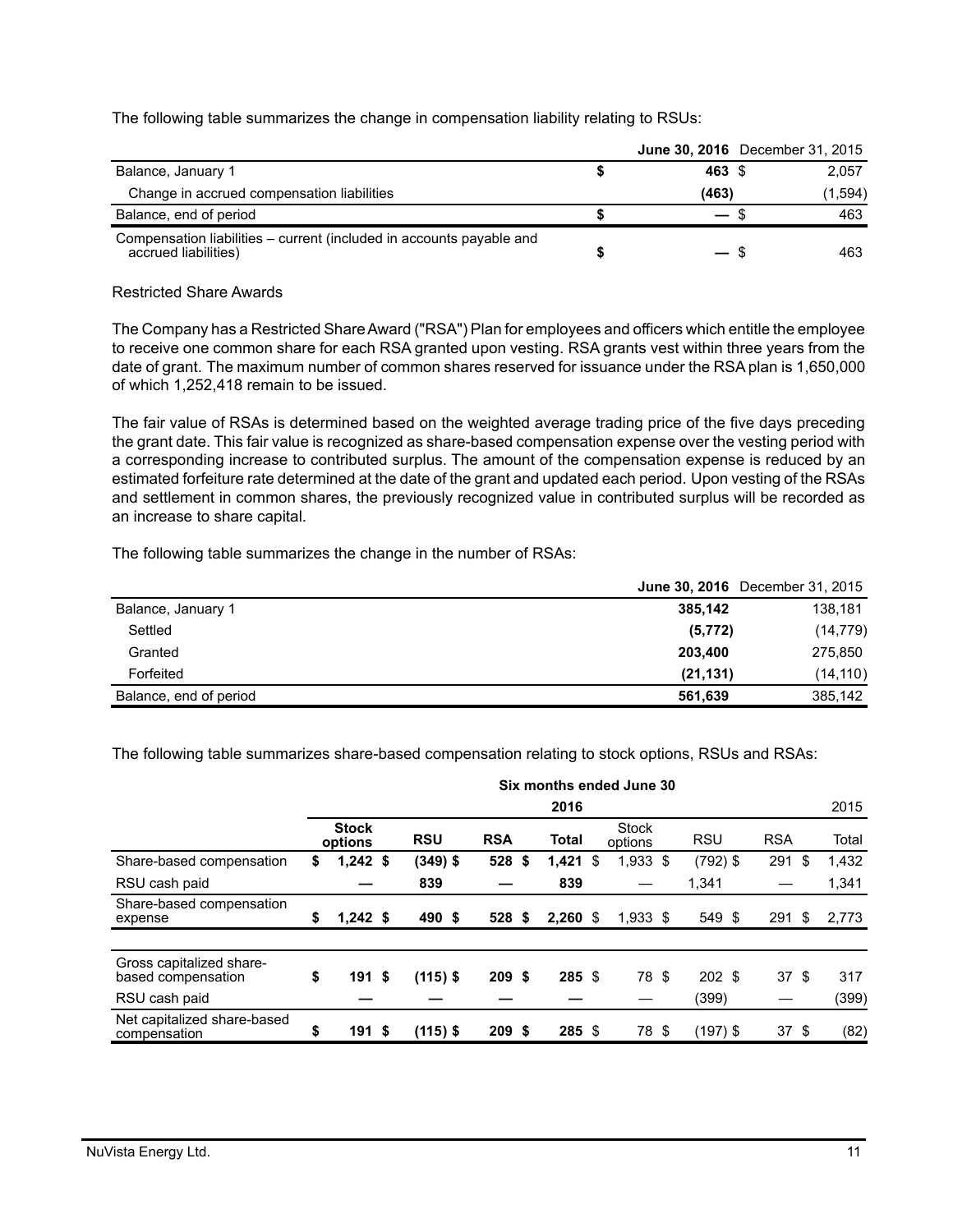The following table summarizes the change in compensation liability relating to RSUs:

| | June 30, 2016 | December 31, 2015 |
|---|---|---|
| Balance, January 1 | $ 463 | $ 2,057 |
| Change in accrued compensation liabilities | (463) | (1,594) |
| Balance, end of period | $ — | $ 463 |
| Compensation liabilities – current (included in accounts payable and accrued liabilities) | $ — | $ 463 |

Restricted Share Awards

The Company has a Restricted Share Award ("RSA") Plan for employees and officers which entitle the employee to receive one common share for each RSA granted upon vesting. RSA grants vest within three years from the date of grant. The maximum number of common shares reserved for issuance under the RSA plan is 1,650,000 of which 1,252,418 remain to be issued.

The fair value of RSAs is determined based on the weighted average trading price of the five days preceding the grant date. This fair value is recognized as share-based compensation expense over the vesting period with a corresponding increase to contributed surplus. The amount of the compensation expense is reduced by an estimated forfeiture rate determined at the date of the grant and updated each period. Upon vesting of the RSAs and settlement in common shares, the previously recognized value in contributed surplus will be recorded as an increase to share capital.

The following table summarizes the change in the number of RSAs:

| | June 30, 2016 | December 31, 2015 |
|---|---|---|
| Balance, January 1 | 385,142 | 138,181 |
| Settled | (5,772) | (14,779) |
| Granted | 203,400 | 275,850 |
| Forfeited | (21,131) | (14,110) |
| Balance, end of period | 561,639 | 385,142 |

The following table summarizes share-based compensation relating to stock options, RSUs and RSAs:

| | Six months ended June 30 | | | | | | | |
|---|---|---|---|---|---|---|---|---|
| | 2016 | | | | 2015 | | | |
| | Stock options | RSU | RSA | Total | Stock options | RSU | RSA | Total |
| Share-based compensation | $ 1,242 | $ (349) | $ 528 | $ 1,421 | $ 1,933 | $ (792) | $ 291 | $ 1,432 |
| RSU cash paid | — | 839 | — | 839 | — | 1,341 | — | 1,341 |
| Share-based compensation expense | $ 1,242 | $ 490 | $ 528 | $ 2,260 | $ 1,933 | $ 549 | $ 291 | $ 2,773 |
| | | | | | | | | |
| Gross capitalized share-based compensation | $ 191 | $ (115) | $ 209 | $ 285 | $ 78 | $ 202 | $ 37 | $ 317 |
| RSU cash paid | — | — | — | — | — | (399) | — | (399) |
| Net capitalized share-based compensation | $ 191 | $ (115) | $ 209 | $ 285 | $ 78 | $ (197) | $ 37 | $ (82) |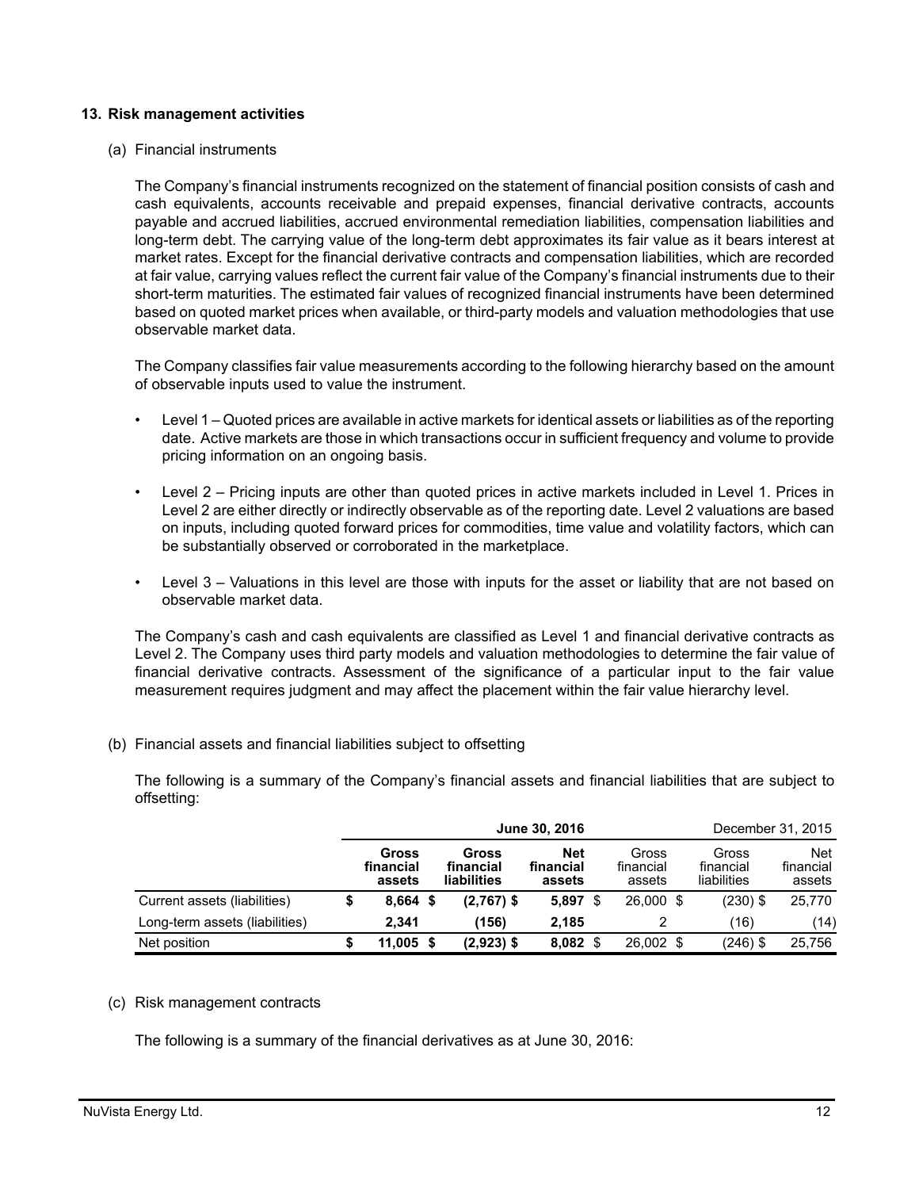## 13. Risk management activities

(a) Financial instruments

The Company's financial instruments recognized on the statement of financial position consists of cash and cash equivalents, accounts receivable and prepaid expenses, financial derivative contracts, accounts payable and accrued liabilities, accrued environmental remediation liabilities, compensation liabilities and long-term debt. The carrying value of the long-term debt approximates its fair value as it bears interest at market rates. Except for the financial derivative contracts and compensation liabilities, which are recorded at fair value, carrying values reflect the current fair value of the Company's financial instruments due to their short-term maturities. The estimated fair values of recognized financial instruments have been determined based on quoted market prices when available, or third-party models and valuation methodologies that use observable market data.

The Company classifies fair value measurements according to the following hierarchy based on the amount of observable inputs used to value the instrument.

- Level 1 – Quoted prices are available in active markets for identical assets or liabilities as of the reporting date. Active markets are those in which transactions occur in sufficient frequency and volume to provide pricing information on an ongoing basis.
- Level 2 – Pricing inputs are other than quoted prices in active markets included in Level 1. Prices in Level 2 are either directly or indirectly observable as of the reporting date. Level 2 valuations are based on inputs, including quoted forward prices for commodities, time value and volatility factors, which can be substantially observed or corroborated in the marketplace.
- Level 3 – Valuations in this level are those with inputs for the asset or liability that are not based on observable market data.

The Company's cash and cash equivalents are classified as Level 1 and financial derivative contracts as Level 2. The Company uses third party models and valuation methodologies to determine the fair value of financial derivative contracts. Assessment of the significance of a particular input to the fair value measurement requires judgment and may affect the placement within the fair value hierarchy level.

(b) Financial assets and financial liabilities subject to offsetting

The following is a summary of the Company's financial assets and financial liabilities that are subject to offsetting:

| | **June 30, 2016** | | | December 31, 2015 | | |
|---|---|---|---|---|---|---|
| | **Gross financial assets** | **Gross financial liabilities** | **Net financial assets** | Gross financial assets | Gross financial liabilities | Net financial assets |
| Current assets (liabilities) | **$ 8,664** | **$ (2,767)** | **$ 5,897** | $ 26,000 | $ (230) | $ 25,770 |
| Long-term assets (liabilities) | **2,341** | **(156)** | **2,185** | 2 | (16) | (14) |
| Net position | **$ 11,005** | **$ (2,923)** | **$ 8,082** | $ 26,002 | $ (246) | $ 25,756 |

(c) Risk management contracts

The following is a summary of the financial derivatives as at June 30, 2016: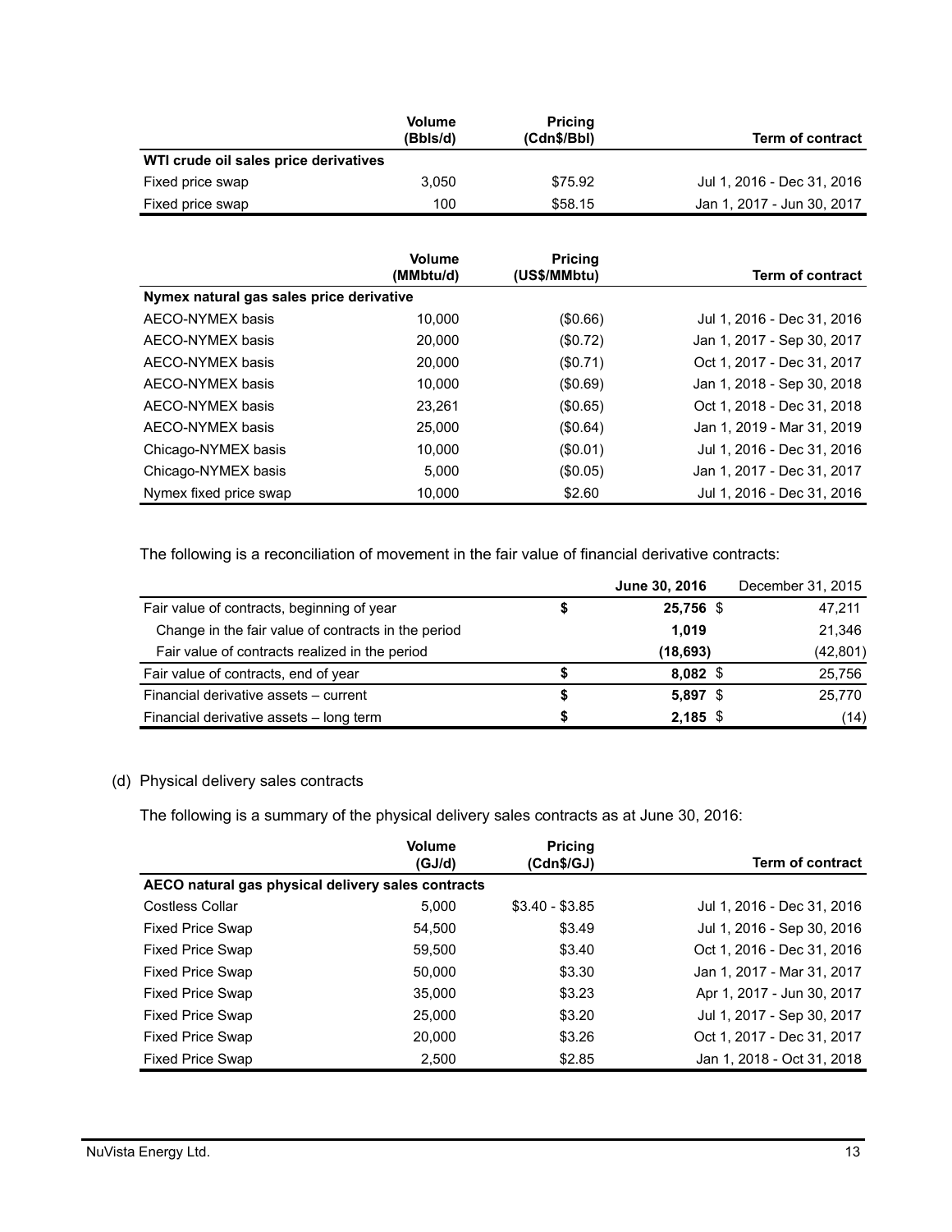| | Volume (Bbls/d) | Pricing (Cdn$/Bbl) | Term of contract |
|---|---|---|---|
| **WTI crude oil sales price derivatives** | | | |
| Fixed price swap | 3,050 | $75.92 | Jul 1, 2016 - Dec 31, 2016 |
| Fixed price swap | 100 | $58.15 | Jan 1, 2017 - Jun 30, 2017 |

| | Volume (MMbtu/d) | Pricing (US$/MMbtu) | Term of contract |
|---|---|---|---|
| **Nymex natural gas sales price derivative** | | | |
| AECO-NYMEX basis | 10,000 | ($0.66) | Jul 1, 2016 - Dec 31, 2016 |
| AECO-NYMEX basis | 20,000 | ($0.72) | Jan 1, 2017 - Sep 30, 2017 |
| AECO-NYMEX basis | 20,000 | ($0.71) | Oct 1, 2017 - Dec 31, 2017 |
| AECO-NYMEX basis | 10,000 | ($0.69) | Jan 1, 2018 - Sep 30, 2018 |
| AECO-NYMEX basis | 23,261 | ($0.65) | Oct 1, 2018 - Dec 31, 2018 |
| AECO-NYMEX basis | 25,000 | ($0.64) | Jan 1, 2019 - Mar 31, 2019 |
| Chicago-NYMEX basis | 10,000 | ($0.01) | Jul 1, 2016 - Dec 31, 2016 |
| Chicago-NYMEX basis | 5,000 | ($0.05) | Jan 1, 2017 - Dec 31, 2017 |
| Nymex fixed price swap | 10,000 | $2.60 | Jul 1, 2016 - Dec 31, 2016 |

The following is a reconciliation of movement in the fair value of financial derivative contracts:

| | June 30, 2016 | December 31, 2015 |
|---|---|---|
| Fair value of contracts, beginning of year | $ **25,756** | $ 47,211 |
| Change in the fair value of contracts in the period | **1,019** | 21,346 |
| Fair value of contracts realized in the period | **(18,693)** | (42,801) |
| Fair value of contracts, end of year | $ **8,082** | $ 25,756 |
| Financial derivative assets – current | $ **5,897** | $ 25,770 |
| Financial derivative assets – long term | $ **2,185** | $ (14) |

(d) Physical delivery sales contracts

The following is a summary of the physical delivery sales contracts as at June 30, 2016:

| | Volume (GJ/d) | Pricing (Cdn$/GJ) | Term of contract |
|---|---|---|---|
| **AECO natural gas physical delivery sales contracts** | | | |
| Costless Collar | 5,000 | $3.40 - $3.85 | Jul 1, 2016 - Dec 31, 2016 |
| Fixed Price Swap | 54,500 | $3.49 | Jul 1, 2016 - Sep 30, 2016 |
| Fixed Price Swap | 59,500 | $3.40 | Oct 1, 2016 - Dec 31, 2016 |
| Fixed Price Swap | 50,000 | $3.30 | Jan 1, 2017 - Mar 31, 2017 |
| Fixed Price Swap | 35,000 | $3.23 | Apr 1, 2017 - Jun 30, 2017 |
| Fixed Price Swap | 25,000 | $3.20 | Jul 1, 2017 - Sep 30, 2017 |
| Fixed Price Swap | 20,000 | $3.26 | Oct 1, 2017 - Dec 31, 2017 |
| Fixed Price Swap | 2,500 | $2.85 | Jan 1, 2018 - Oct 31, 2018 |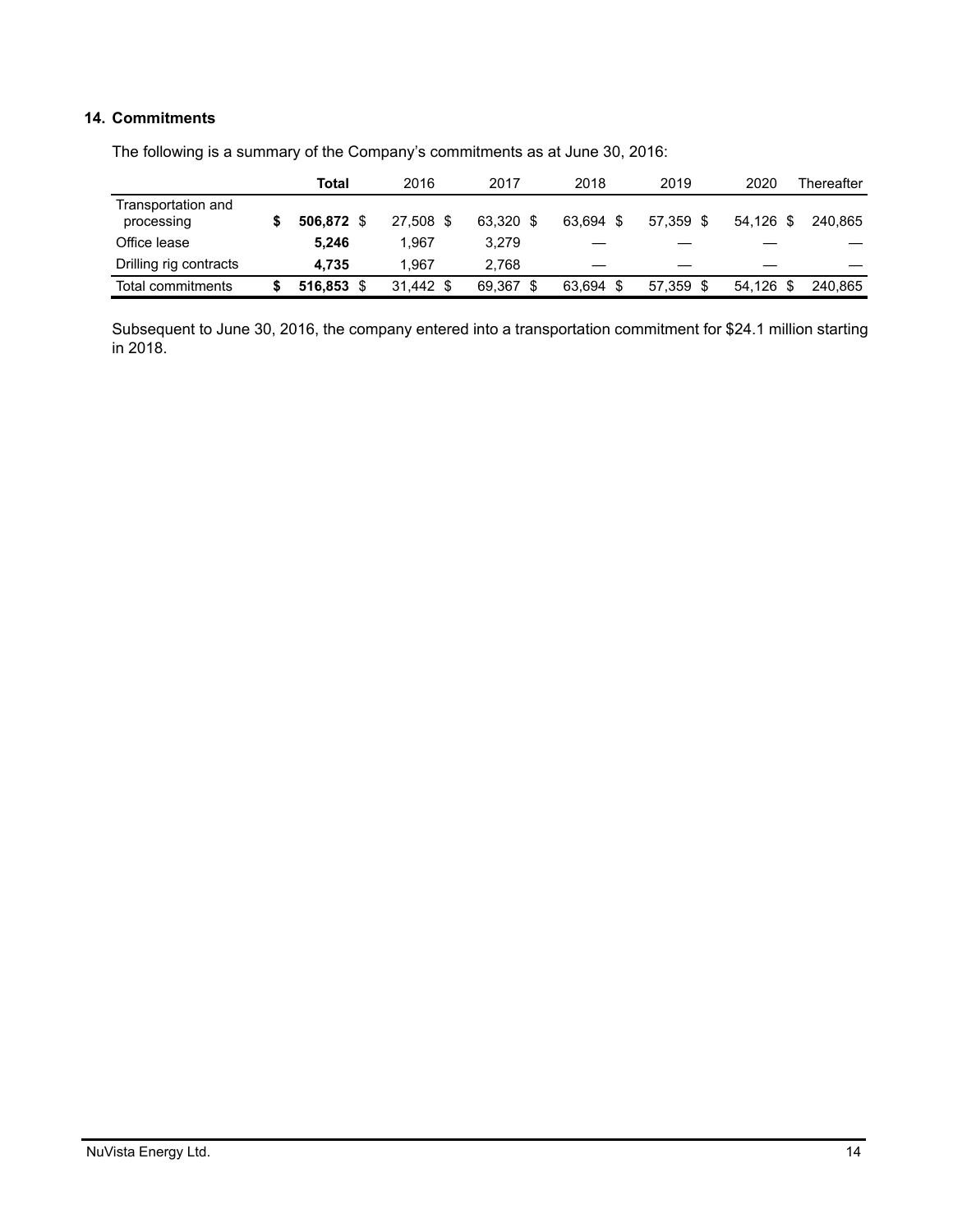## 14. Commitments

The following is a summary of the Company's commitments as at June 30, 2016:

| | Total | 2016 | 2017 | 2018 | 2019 | 2020 | Thereafter |
|---|---|---|---|---|---|---|---|
| Transportation and processing | **$ 506,872** | $ 27,508 | $ 63,320 | $ 63,694 | $ 57,359 | $ 54,126 | $ 240,865 |
| Office lease | **5,246** | 1,967 | 3,279 | — | — | — | — |
| Drilling rig contracts | **4,735** | 1,967 | 2,768 | — | — | — | — |
| Total commitments | **$ 516,853** | $ 31,442 | $ 69,367 | $ 63,694 | $ 57,359 | $ 54,126 | $ 240,865 |

Subsequent to June 30, 2016, the company entered into a transportation commitment for $24.1 million starting in 2018.